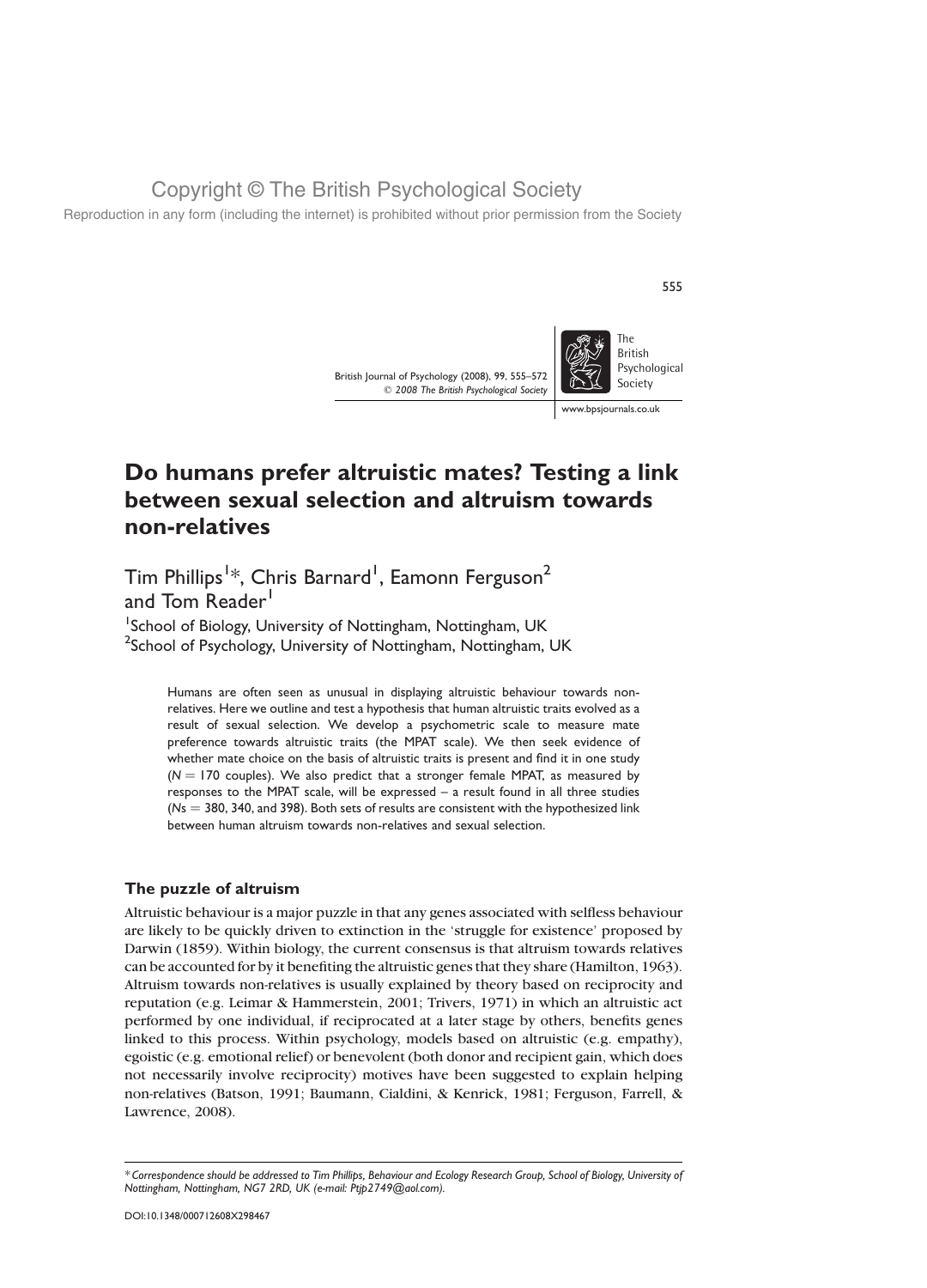# Do humans prefer altruistic mates? Testing a link between sexual selection and altruism towards non-relatives

Tim Phillips[1]*, Chris Barnard[1], Eamonn Ferguson[2] and Tom Reader[1]

[1]School of Biology, University of Nottingham, Nottingham, UK
[2]School of Psychology, University of Nottingham, Nottingham, UK

Humans are often seen as unusual in displaying altruistic behaviour towards non-relatives. Here we outline and test a hypothesis that human altruistic traits evolved as a result of sexual selection. We develop a psychometric scale to measure mate preference towards altruistic traits (the MPAT scale). We then seek evidence of whether mate choice on the basis of altruistic traits is present and find it in one study ($N = 170$ couples). We also predict that a stronger female MPAT, as measured by responses to the MPAT scale, will be expressed – a result found in all three studies ($N$s $= 380$, 340, and 398). Both sets of results are consistent with the hypothesized link between human altruism towards non-relatives and sexual selection.

## The puzzle of altruism

Altruistic behaviour is a major puzzle in that any genes associated with selfless behaviour are likely to be quickly driven to extinction in the 'struggle for existence' proposed by Darwin (1859). Within biology, the current consensus is that altruism towards relatives can be accounted for by it benefiting the altruistic genes that they share (Hamilton, 1963). Altruism towards non-relatives is usually explained by theory based on reciprocity and reputation (e.g. Leimar & Hammerstein, 2001; Trivers, 1971) in which an altruistic act performed by one individual, if reciprocated at a later stage by others, benefits genes linked to this process. Within psychology, models based on altruistic (e.g. empathy), egoistic (e.g. emotional relief) or benevolent (both donor and recipient gain, which does not necessarily involve reciprocity) motives have been suggested to explain helping non-relatives (Batson, 1991; Baumann, Cialdini, & Kenrick, 1981; Ferguson, Farrell, & Lawrence, 2008).

*Correspondence should be addressed to Tim Phillips, Behaviour and Ecology Research Group, School of Biology, University of Nottingham, Nottingham, NG7 2RD, UK (e-mail: Ptjp2749@aol.com).

DOI:10.1348/000712608X298467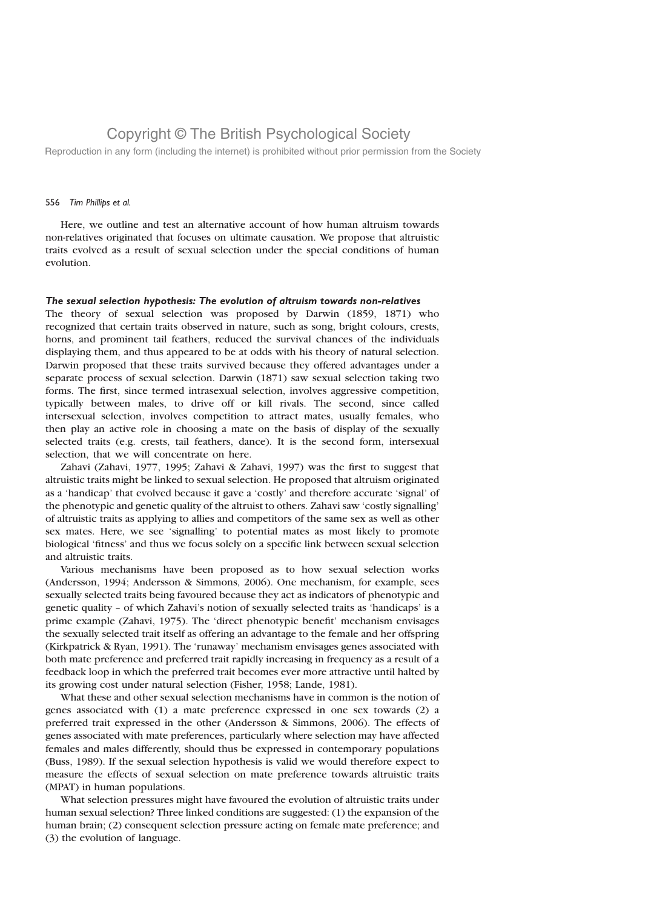Here, we outline and test an alternative account of how human altruism towards non-relatives originated that focuses on ultimate causation. We propose that altruistic traits evolved as a result of sexual selection under the special conditions of human evolution.

### *The sexual selection hypothesis: The evolution of altruism towards non-relatives*

The theory of sexual selection was proposed by Darwin (1859, 1871) who recognized that certain traits observed in nature, such as song, bright colours, crests, horns, and prominent tail feathers, reduced the survival chances of the individuals displaying them, and thus appeared to be at odds with his theory of natural selection. Darwin proposed that these traits survived because they offered advantages under a separate process of sexual selection. Darwin (1871) saw sexual selection taking two forms. The first, since termed intrasexual selection, involves aggressive competition, typically between males, to drive off or kill rivals. The second, since called intersexual selection, involves competition to attract mates, usually females, who then play an active role in choosing a mate on the basis of display of the sexually selected traits (e.g. crests, tail feathers, dance). It is the second form, intersexual selection, that we will concentrate on here.

Zahavi (Zahavi, 1977, 1995; Zahavi & Zahavi, 1997) was the first to suggest that altruistic traits might be linked to sexual selection. He proposed that altruism originated as a 'handicap' that evolved because it gave a 'costly' and therefore accurate 'signal' of the phenotypic and genetic quality of the altruist to others. Zahavi saw 'costly signalling' of altruistic traits as applying to allies and competitors of the same sex as well as other sex mates. Here, we see 'signalling' to potential mates as most likely to promote biological 'fitness' and thus we focus solely on a specific link between sexual selection and altruistic traits.

Various mechanisms have been proposed as to how sexual selection works (Andersson, 1994; Andersson & Simmons, 2006). One mechanism, for example, sees sexually selected traits being favoured because they act as indicators of phenotypic and genetic quality – of which Zahavi's notion of sexually selected traits as 'handicaps' is a prime example (Zahavi, 1975). The 'direct phenotypic benefit' mechanism envisages the sexually selected trait itself as offering an advantage to the female and her offspring (Kirkpatrick & Ryan, 1991). The 'runaway' mechanism envisages genes associated with both mate preference and preferred trait rapidly increasing in frequency as a result of a feedback loop in which the preferred trait becomes ever more attractive until halted by its growing cost under natural selection (Fisher, 1958; Lande, 1981).

What these and other sexual selection mechanisms have in common is the notion of genes associated with (1) a mate preference expressed in one sex towards (2) a preferred trait expressed in the other (Andersson & Simmons, 2006). The effects of genes associated with mate preferences, particularly where selection may have affected females and males differently, should thus be expressed in contemporary populations (Buss, 1989). If the sexual selection hypothesis is valid we would therefore expect to measure the effects of sexual selection on mate preference towards altruistic traits (MPAT) in human populations.

What selection pressures might have favoured the evolution of altruistic traits under human sexual selection? Three linked conditions are suggested: (1) the expansion of the human brain; (2) consequent selection pressure acting on female mate preference; and (3) the evolution of language.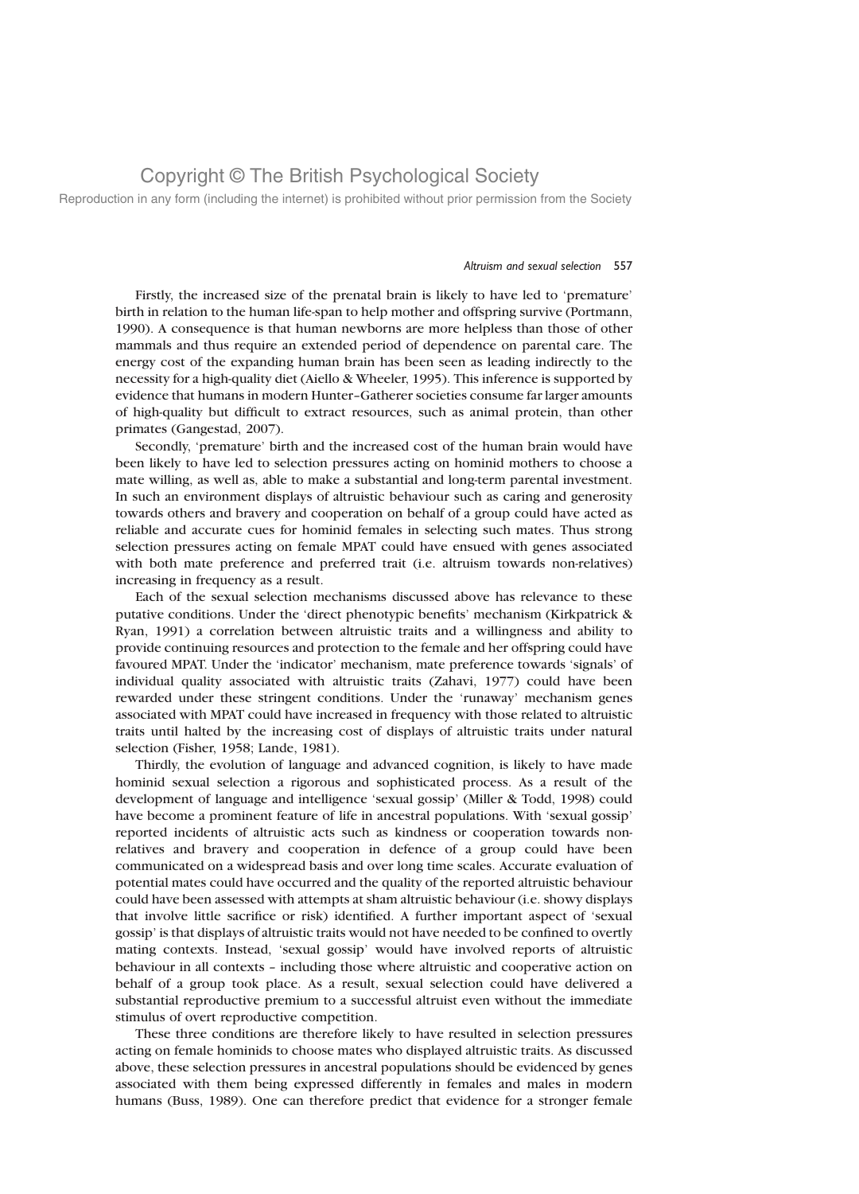Firstly, the increased size of the prenatal brain is likely to have led to 'premature' birth in relation to the human life-span to help mother and offspring survive (Portmann, 1990). A consequence is that human newborns are more helpless than those of other mammals and thus require an extended period of dependence on parental care. The energy cost of the expanding human brain has been seen as leading indirectly to the necessity for a high-quality diet (Aiello & Wheeler, 1995). This inference is supported by evidence that humans in modern Hunter–Gatherer societies consume far larger amounts of high-quality but difficult to extract resources, such as animal protein, than other primates (Gangestad, 2007).

Secondly, 'premature' birth and the increased cost of the human brain would have been likely to have led to selection pressures acting on hominid mothers to choose a mate willing, as well as, able to make a substantial and long-term parental investment. In such an environment displays of altruistic behaviour such as caring and generosity towards others and bravery and cooperation on behalf of a group could have acted as reliable and accurate cues for hominid females in selecting such mates. Thus strong selection pressures acting on female MPAT could have ensued with genes associated with both mate preference and preferred trait (i.e. altruism towards non-relatives) increasing in frequency as a result.

Each of the sexual selection mechanisms discussed above has relevance to these putative conditions. Under the 'direct phenotypic benefits' mechanism (Kirkpatrick & Ryan, 1991) a correlation between altruistic traits and a willingness and ability to provide continuing resources and protection to the female and her offspring could have favoured MPAT. Under the 'indicator' mechanism, mate preference towards 'signals' of individual quality associated with altruistic traits (Zahavi, 1977) could have been rewarded under these stringent conditions. Under the 'runaway' mechanism genes associated with MPAT could have increased in frequency with those related to altruistic traits until halted by the increasing cost of displays of altruistic traits under natural selection (Fisher, 1958; Lande, 1981).

Thirdly, the evolution of language and advanced cognition, is likely to have made hominid sexual selection a rigorous and sophisticated process. As a result of the development of language and intelligence 'sexual gossip' (Miller & Todd, 1998) could have become a prominent feature of life in ancestral populations. With 'sexual gossip' reported incidents of altruistic acts such as kindness or cooperation towards non-relatives and bravery and cooperation in defence of a group could have been communicated on a widespread basis and over long time scales. Accurate evaluation of potential mates could have occurred and the quality of the reported altruistic behaviour could have been assessed with attempts at sham altruistic behaviour (i.e. showy displays that involve little sacrifice or risk) identified. A further important aspect of 'sexual gossip' is that displays of altruistic traits would not have needed to be confined to overtly mating contexts. Instead, 'sexual gossip' would have involved reports of altruistic behaviour in all contexts – including those where altruistic and cooperative action on behalf of a group took place. As a result, sexual selection could have delivered a substantial reproductive premium to a successful altruist even without the immediate stimulus of overt reproductive competition.

These three conditions are therefore likely to have resulted in selection pressures acting on female hominids to choose mates who displayed altruistic traits. As discussed above, these selection pressures in ancestral populations should be evidenced by genes associated with them being expressed differently in females and males in modern humans (Buss, 1989). One can therefore predict that evidence for a stronger female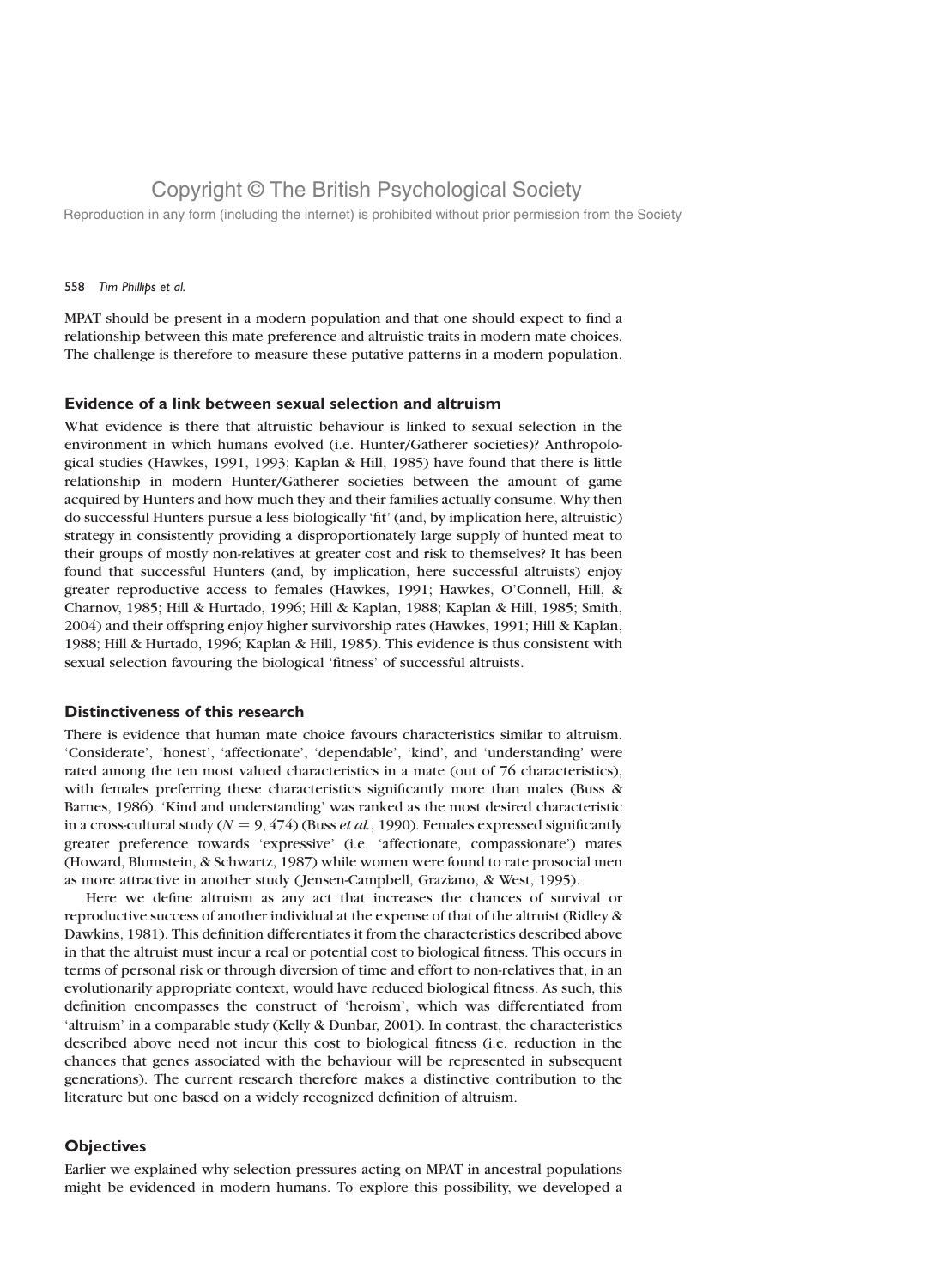MPAT should be present in a modern population and that one should expect to find a relationship between this mate preference and altruistic traits in modern mate choices. The challenge is therefore to measure these putative patterns in a modern population.

### Evidence of a link between sexual selection and altruism

What evidence is there that altruistic behaviour is linked to sexual selection in the environment in which humans evolved (i.e. Hunter/Gatherer societies)? Anthropological studies (Hawkes, 1991, 1993; Kaplan & Hill, 1985) have found that there is little relationship in modern Hunter/Gatherer societies between the amount of game acquired by Hunters and how much they and their families actually consume. Why then do successful Hunters pursue a less biologically 'fit' (and, by implication here, altruistic) strategy in consistently providing a disproportionately large supply of hunted meat to their groups of mostly non-relatives at greater cost and risk to themselves? It has been found that successful Hunters (and, by implication, here successful altruists) enjoy greater reproductive access to females (Hawkes, 1991; Hawkes, O'Connell, Hill, & Charnov, 1985; Hill & Hurtado, 1996; Hill & Kaplan, 1988; Kaplan & Hill, 1985; Smith, 2004) and their offspring enjoy higher survivorship rates (Hawkes, 1991; Hill & Kaplan, 1988; Hill & Hurtado, 1996; Kaplan & Hill, 1985). This evidence is thus consistent with sexual selection favouring the biological 'fitness' of successful altruists.

### Distinctiveness of this research

There is evidence that human mate choice favours characteristics similar to altruism. 'Considerate', 'honest', 'affectionate', 'dependable', 'kind', and 'understanding' were rated among the ten most valued characteristics in a mate (out of 76 characteristics), with females preferring these characteristics significantly more than males (Buss & Barnes, 1986). 'Kind and understanding' was ranked as the most desired characteristic in a cross-cultural study ($N = 9,474$) (Buss *et al.*, 1990). Females expressed significantly greater preference towards 'expressive' (i.e. 'affectionate, compassionate') mates (Howard, Blumstein, & Schwartz, 1987) while women were found to rate prosocial men as more attractive in another study (Jensen-Campbell, Graziano, & West, 1995).

Here we define altruism as any act that increases the chances of survival or reproductive success of another individual at the expense of that of the altruist (Ridley & Dawkins, 1981). This definition differentiates it from the characteristics described above in that the altruist must incur a real or potential cost to biological fitness. This occurs in terms of personal risk or through diversion of time and effort to non-relatives that, in an evolutionarily appropriate context, would have reduced biological fitness. As such, this definition encompasses the construct of 'heroism', which was differentiated from 'altruism' in a comparable study (Kelly & Dunbar, 2001). In contrast, the characteristics described above need not incur this cost to biological fitness (i.e. reduction in the chances that genes associated with the behaviour will be represented in subsequent generations). The current research therefore makes a distinctive contribution to the literature but one based on a widely recognized definition of altruism.

### Objectives

Earlier we explained why selection pressures acting on MPAT in ancestral populations might be evidenced in modern humans. To explore this possibility, we developed a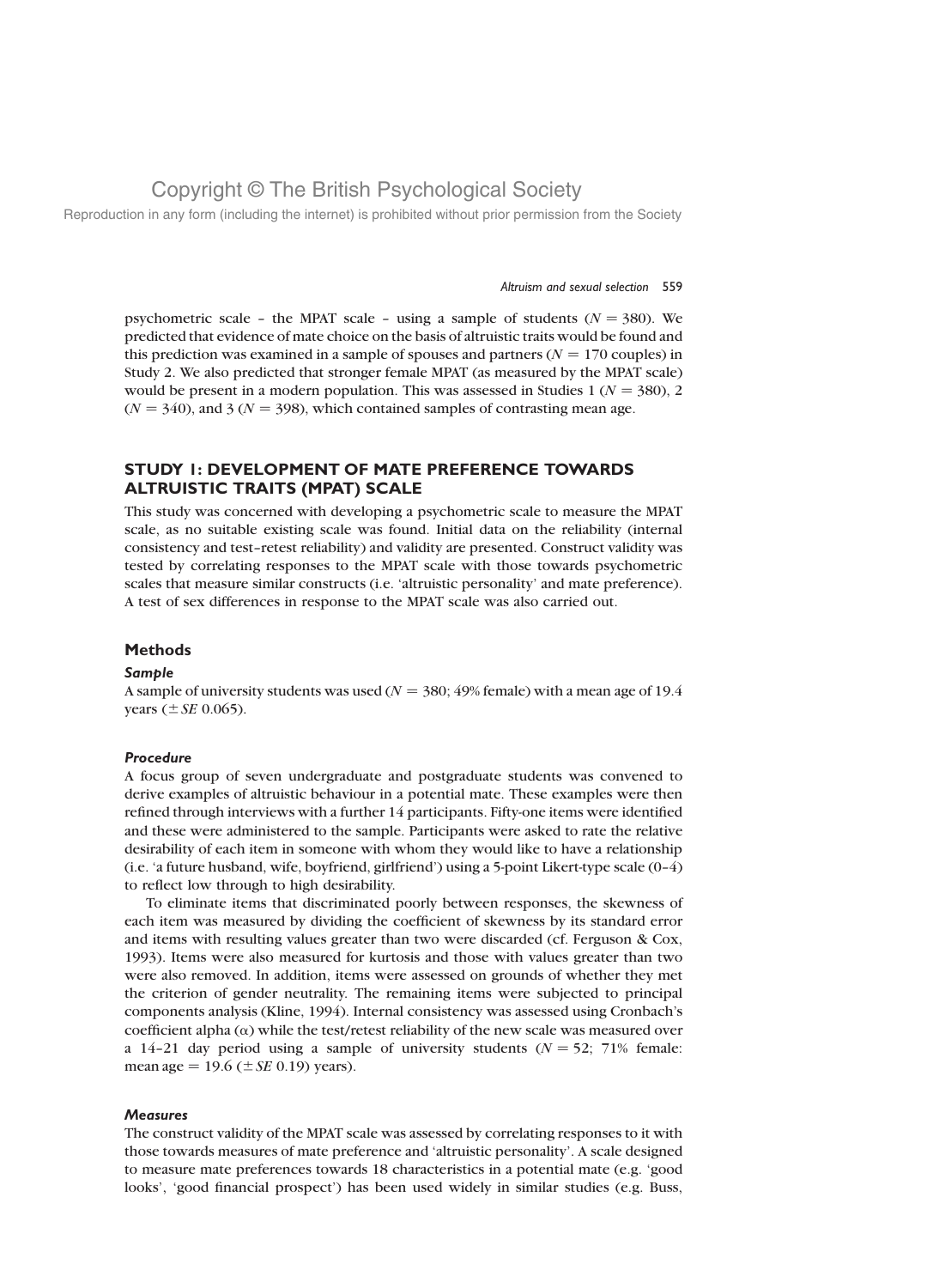psychometric scale – the MPAT scale – using a sample of students ($N = 380$). We predicted that evidence of mate choice on the basis of altruistic traits would be found and this prediction was examined in a sample of spouses and partners ($N = 170$ couples) in Study 2. We also predicted that stronger female MPAT (as measured by the MPAT scale) would be present in a modern population. This was assessed in Studies 1 ($N = 380$), 2 ($N = 340$), and 3 ($N = 398$), which contained samples of contrasting mean age.

## STUDY 1: DEVELOPMENT OF MATE PREFERENCE TOWARDS ALTRUISTIC TRAITS (MPAT) SCALE

This study was concerned with developing a psychometric scale to measure the MPAT scale, as no suitable existing scale was found. Initial data on the reliability (internal consistency and test–retest reliability) and validity are presented. Construct validity was tested by correlating responses to the MPAT scale with those towards psychometric scales that measure similar constructs (i.e. 'altruistic personality' and mate preference). A test of sex differences in response to the MPAT scale was also carried out.

### Methods

#### *Sample*

A sample of university students was used ($N = 380$; 49% female) with a mean age of 19.4 years ($\pm$ *SE* 0.065).

#### *Procedure*

A focus group of seven undergraduate and postgraduate students was convened to derive examples of altruistic behaviour in a potential mate. These examples were then refined through interviews with a further 14 participants. Fifty-one items were identified and these were administered to the sample. Participants were asked to rate the relative desirability of each item in someone with whom they would like to have a relationship (i.e. 'a future husband, wife, boyfriend, girlfriend') using a 5-point Likert-type scale (0–4) to reflect low through to high desirability.

To eliminate items that discriminated poorly between responses, the skewness of each item was measured by dividing the coefficient of skewness by its standard error and items with resulting values greater than two were discarded (cf. Ferguson & Cox, 1993). Items were also measured for kurtosis and those with values greater than two were also removed. In addition, items were assessed on grounds of whether they met the criterion of gender neutrality. The remaining items were subjected to principal components analysis (Kline, 1994). Internal consistency was assessed using Cronbach's coefficient alpha ($\alpha$) while the test/retest reliability of the new scale was measured over a 14–21 day period using a sample of university students ($N = 52$; 71% female: mean age $= 19.6$ ($\pm$ *SE* 0.19) years).

#### *Measures*

The construct validity of the MPAT scale was assessed by correlating responses to it with those towards measures of mate preference and 'altruistic personality'. A scale designed to measure mate preferences towards 18 characteristics in a potential mate (e.g. 'good looks', 'good financial prospect') has been used widely in similar studies (e.g. Buss,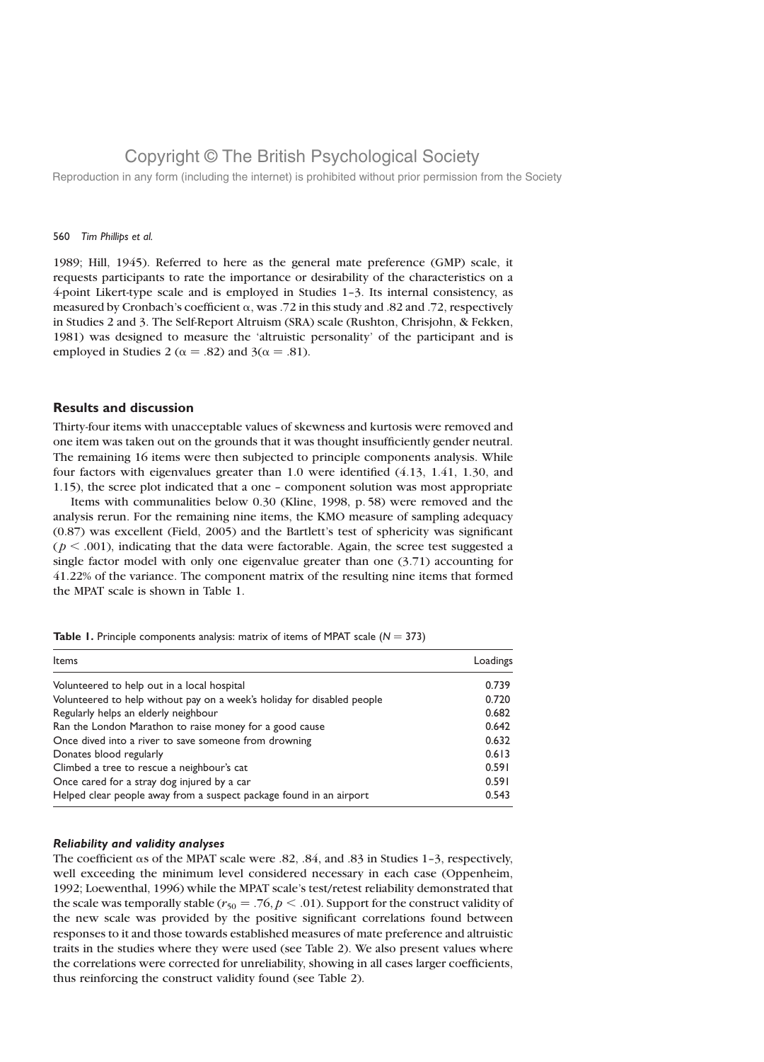1989; Hill, 1945). Referred to here as the general mate preference (GMP) scale, it requests participants to rate the importance or desirability of the characteristics on a 4-point Likert-type scale and is employed in Studies 1–3. Its internal consistency, as measured by Cronbach's coefficient $\alpha$, was .72 in this study and .82 and .72, respectively in Studies 2 and 3. The Self-Report Altruism (SRA) scale (Rushton, Chrisjohn, & Fekken, 1981) was designed to measure the 'altruistic personality' of the participant and is employed in Studies 2 ($\alpha = .82$) and 3($\alpha = .81$).

## Results and discussion

Thirty-four items with unacceptable values of skewness and kurtosis were removed and one item was taken out on the grounds that it was thought insufficiently gender neutral. The remaining 16 items were then subjected to principle components analysis. While four factors with eigenvalues greater than 1.0 were identified (4.13, 1.41, 1.30, and 1.15), the scree plot indicated that a one – component solution was most appropriate

Items with communalities below 0.30 (Kline, 1998, p. 58) were removed and the analysis rerun. For the remaining nine items, the KMO measure of sampling adequacy (0.87) was excellent (Field, 2005) and the Bartlett's test of sphericity was significant ($p < .001$), indicating that the data were factorable. Again, the scree test suggested a single factor model with only one eigenvalue greater than one (3.71) accounting for 41.22% of the variance. The component matrix of the resulting nine items that formed the MPAT scale is shown in Table 1.

**Table 1.** Principle components analysis: matrix of items of MPAT scale ($N = 373$)

| Items | Loadings |
|---|---|
| Volunteered to help out in a local hospital | 0.739 |
| Volunteered to help without pay on a week's holiday for disabled people | 0.720 |
| Regularly helps an elderly neighbour | 0.682 |
| Ran the London Marathon to raise money for a good cause | 0.642 |
| Once dived into a river to save someone from drowning | 0.632 |
| Donates blood regularly | 0.613 |
| Climbed a tree to rescue a neighbour's cat | 0.591 |
| Once cared for a stray dog injured by a car | 0.591 |
| Helped clear people away from a suspect package found in an airport | 0.543 |

### *Reliability and validity analyses*

The coefficient $\alpha$s of the MPAT scale were .82, .84, and .83 in Studies 1–3, respectively, well exceeding the minimum level considered necessary in each case (Oppenheim, 1992; Loewenthal, 1996) while the MPAT scale's test/retest reliability demonstrated that the scale was temporally stable ($r_{50} = .76, p < .01$). Support for the construct validity of the new scale was provided by the positive significant correlations found between responses to it and those towards established measures of mate preference and altruistic traits in the studies where they were used (see Table 2). We also present values where the correlations were corrected for unreliability, showing in all cases larger coefficients, thus reinforcing the construct validity found (see Table 2).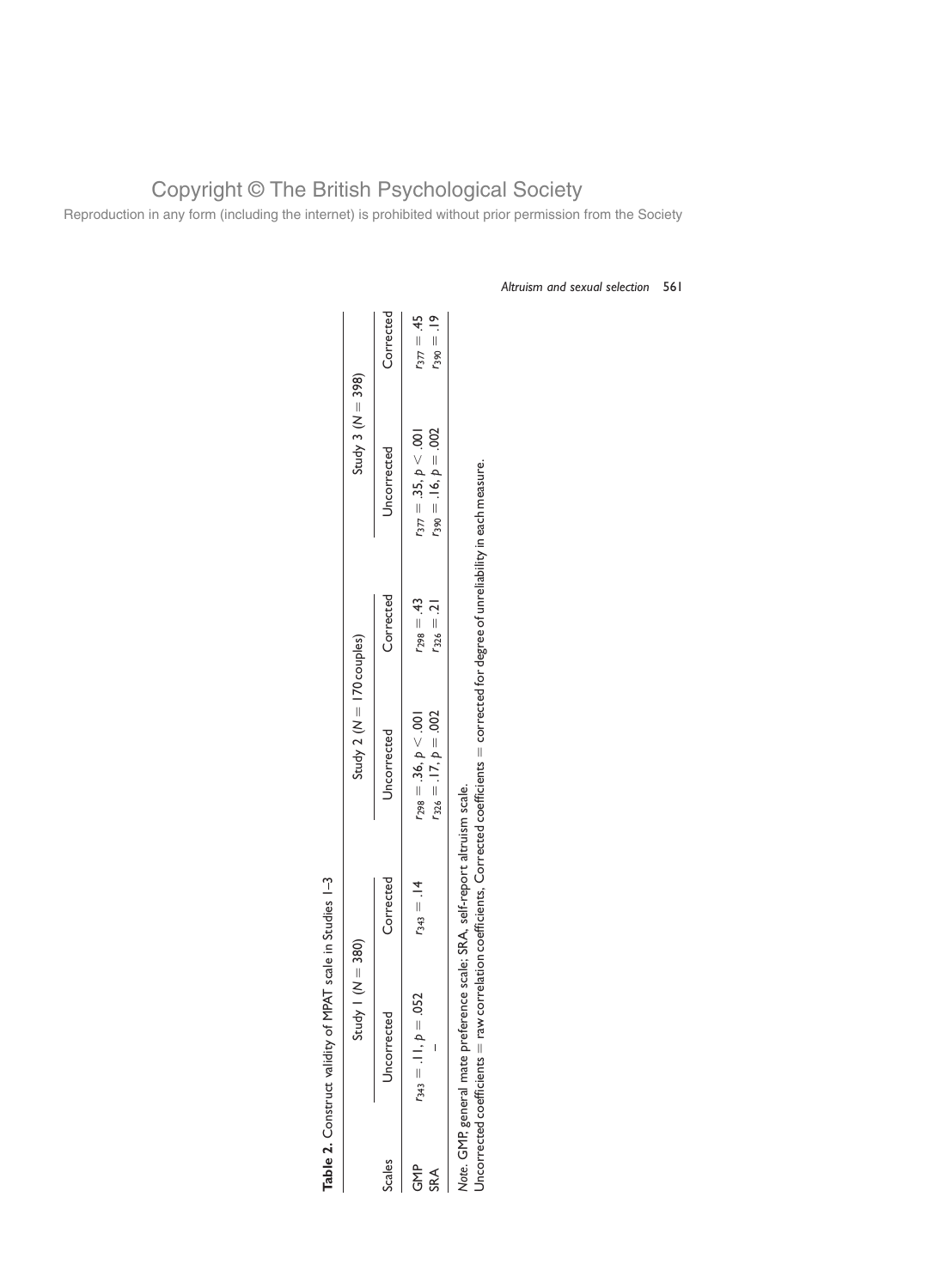**Table 2.** Construct validity of MPAT scale in Studies 1–3

| Scales | Study 1 ($N = 380$) | | Study 2 ($N = 170$ couples) | | Study 3 ($N = 398$) | |
|---|---|---|---|---|---|---|
| | Uncorrected | Corrected | Uncorrected | Corrected | Uncorrected | Corrected |
| GMP | $r_{343} = .11, p = .052$ | $r_{343} = .14$ | $r_{298} = .36, p < .001$ | $r_{298} = .43$ | $r_{377} = .35, p < .001$ | $r_{377} = .45$ |
| SRA | – | | $r_{326} = .17, p = .002$ | $r_{326} = .21$ | $r_{390} = .16, p = .002$ | $r_{390} = .19$ |

*Note*. GMP, general mate preference scale; SRA, self-report altruism scale.
Uncorrected coefficients = raw correlation coefficients, Corrected coefficients = corrected for degree of unreliability in each measure.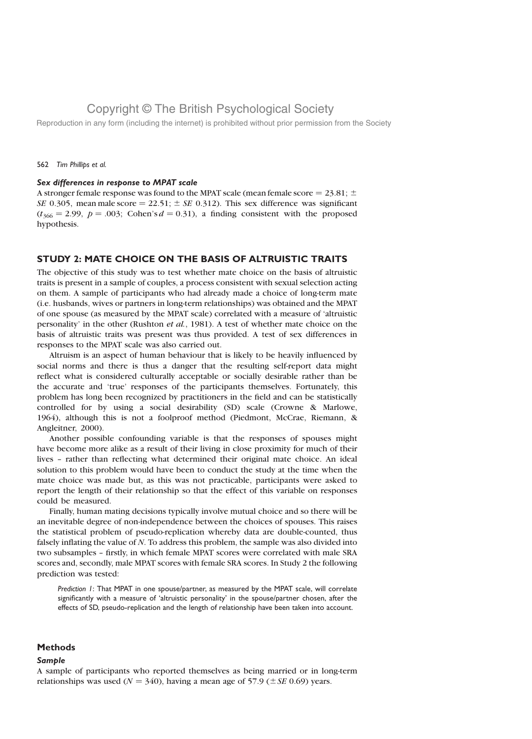### *Sex differences in response to MPAT scale*

A stronger female response was found to the MPAT scale (mean female score = 23.81; ± *SE* 0.305, mean male score = 22.51; ± *SE* 0.312). This sex difference was significant ($t_{366} = 2.99$, $p = .003$; Cohen's $d = 0.31$), a finding consistent with the proposed hypothesis.

## STUDY 2: MATE CHOICE ON THE BASIS OF ALTRUISTIC TRAITS

The objective of this study was to test whether mate choice on the basis of altruistic traits is present in a sample of couples, a process consistent with sexual selection acting on them. A sample of participants who had already made a choice of long-term mate (i.e. husbands, wives or partners in long-term relationships) was obtained and the MPAT of one spouse (as measured by the MPAT scale) correlated with a measure of 'altruistic personality' in the other (Rushton *et al.*, 1981). A test of whether mate choice on the basis of altruistic traits was present was thus provided. A test of sex differences in responses to the MPAT scale was also carried out.

Altruism is an aspect of human behaviour that is likely to be heavily influenced by social norms and there is thus a danger that the resulting self-report data might reflect what is considered culturally acceptable or socially desirable rather than be the accurate and 'true' responses of the participants themselves. Fortunately, this problem has long been recognized by practitioners in the field and can be statistically controlled for by using a social desirability (SD) scale (Crowne & Marlowe, 1964), although this is not a foolproof method (Piedmont, McCrae, Riemann, & Angleitner, 2000).

Another possible confounding variable is that the responses of spouses might have become more alike as a result of their living in close proximity for much of their lives – rather than reflecting what determined their original mate choice. An ideal solution to this problem would have been to conduct the study at the time when the mate choice was made but, as this was not practicable, participants were asked to report the length of their relationship so that the effect of this variable on responses could be measured.

Finally, human mating decisions typically involve mutual choice and so there will be an inevitable degree of non-independence between the choices of spouses. This raises the statistical problem of pseudo-replication whereby data are double-counted, thus falsely inflating the value of *N*. To address this problem, the sample was also divided into two subsamples – firstly, in which female MPAT scores were correlated with male SRA scores and, secondly, male MPAT scores with female SRA scores. In Study 2 the following prediction was tested:

> *Prediction 1*: That MPAT in one spouse/partner, as measured by the MPAT scale, will correlate significantly with a measure of 'altruistic personality' in the spouse/partner chosen, after the effects of SD, pseudo-replication and the length of relationship have been taken into account.

### Methods

#### *Sample*

A sample of participants who reported themselves as being married or in long-term relationships was used ($N = 340$), having a mean age of 57.9 (± *SE* 0.69) years.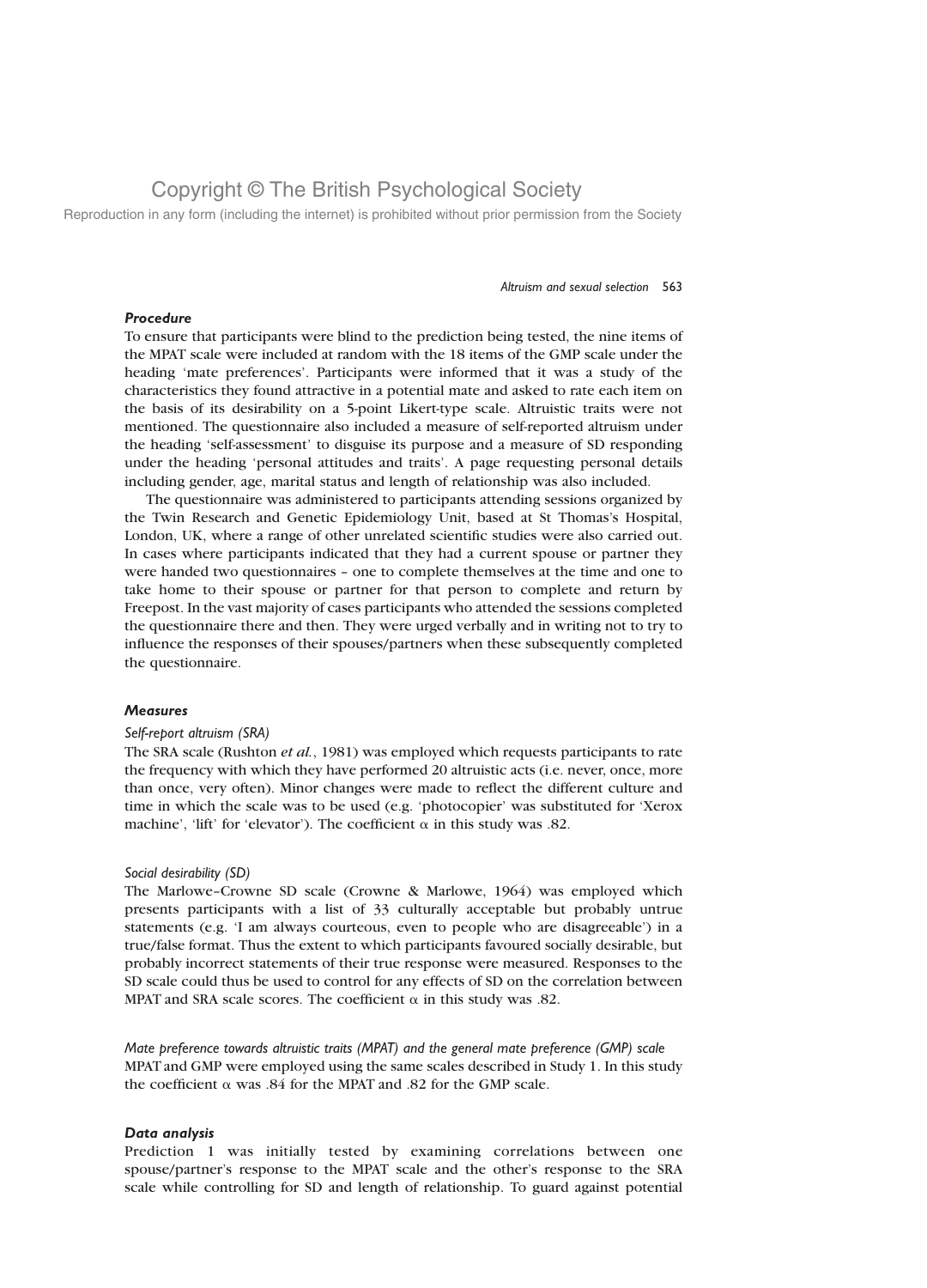### *Procedure*

To ensure that participants were blind to the prediction being tested, the nine items of the MPAT scale were included at random with the 18 items of the GMP scale under the heading 'mate preferences'. Participants were informed that it was a study of the characteristics they found attractive in a potential mate and asked to rate each item on the basis of its desirability on a 5-point Likert-type scale. Altruistic traits were not mentioned. The questionnaire also included a measure of self-reported altruism under the heading 'self-assessment' to disguise its purpose and a measure of SD responding under the heading 'personal attitudes and traits'. A page requesting personal details including gender, age, marital status and length of relationship was also included.

The questionnaire was administered to participants attending sessions organized by the Twin Research and Genetic Epidemiology Unit, based at St Thomas's Hospital, London, UK, where a range of other unrelated scientific studies were also carried out. In cases where participants indicated that they had a current spouse or partner they were handed two questionnaires – one to complete themselves at the time and one to take home to their spouse or partner for that person to complete and return by Freepost. In the vast majority of cases participants who attended the sessions completed the questionnaire there and then. They were urged verbally and in writing not to try to influence the responses of their spouses/partners when these subsequently completed the questionnaire.

### *Measures*

*Self-report altruism (SRA)*

The SRA scale (Rushton *et al.*, 1981) was employed which requests participants to rate the frequency with which they have performed 20 altruistic acts (i.e. never, once, more than once, very often). Minor changes were made to reflect the different culture and time in which the scale was to be used (e.g. 'photocopier' was substituted for 'Xerox machine', 'lift' for 'elevator'). The coefficient $\alpha$ in this study was .82.

*Social desirability (SD)*

The Marlowe–Crowne SD scale (Crowne & Marlowe, 1964) was employed which presents participants with a list of 33 culturally acceptable but probably untrue statements (e.g. 'I am always courteous, even to people who are disagreeable') in a true/false format. Thus the extent to which participants favoured socially desirable, but probably incorrect statements of their true response were measured. Responses to the SD scale could thus be used to control for any effects of SD on the correlation between MPAT and SRA scale scores. The coefficient $\alpha$ in this study was .82.

*Mate preference towards altruistic traits (MPAT) and the general mate preference (GMP) scale*

MPAT and GMP were employed using the same scales described in Study 1. In this study the coefficient $\alpha$ was .84 for the MPAT and .82 for the GMP scale.

### *Data analysis*

Prediction 1 was initially tested by examining correlations between one spouse/partner's response to the MPAT scale and the other's response to the SRA scale while controlling for SD and length of relationship. To guard against potential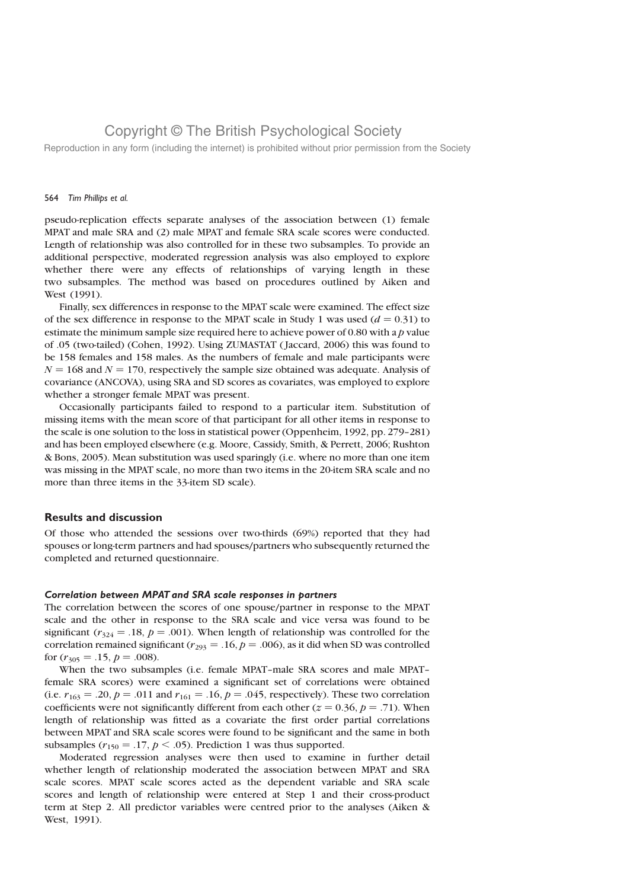pseudo-replication effects separate analyses of the association between (1) female MPAT and male SRA and (2) male MPAT and female SRA scale scores were conducted. Length of relationship was also controlled for in these two subsamples. To provide an additional perspective, moderated regression analysis was also employed to explore whether there were any effects of relationships of varying length in these two subsamples. The method was based on procedures outlined by Aiken and West (1991).

Finally, sex differences in response to the MPAT scale were examined. The effect size of the sex difference in response to the MPAT scale in Study 1 was used ($d = 0.31$) to estimate the minimum sample size required here to achieve power of 0.80 with a $p$ value of .05 (two-tailed) (Cohen, 1992). Using ZUMASTAT (Jaccard, 2006) this was found to be 158 females and 158 males. As the numbers of female and male participants were $N = 168$ and $N = 170$, respectively the sample size obtained was adequate. Analysis of covariance (ANCOVA), using SRA and SD scores as covariates, was employed to explore whether a stronger female MPAT was present.

Occasionally participants failed to respond to a particular item. Substitution of missing items with the mean score of that participant for all other items in response to the scale is one solution to the loss in statistical power (Oppenheim, 1992, pp. 279–281) and has been employed elsewhere (e.g. Moore, Cassidy, Smith, & Perrett, 2006; Rushton & Bons, 2005). Mean substitution was used sparingly (i.e. where no more than one item was missing in the MPAT scale, no more than two items in the 20-item SRA scale and no more than three items in the 33-item SD scale).

## Results and discussion

Of those who attended the sessions over two-thirds (69%) reported that they had spouses or long-term partners and had spouses/partners who subsequently returned the completed and returned questionnaire.

### *Correlation between MPAT and SRA scale responses in partners*

The correlation between the scores of one spouse/partner in response to the MPAT scale and the other in response to the SRA scale and vice versa was found to be significant ($r_{324} = .18$, $p = .001$). When length of relationship was controlled for the correlation remained significant ($r_{293} = .16$, $p = .006$), as it did when SD was controlled for ($r_{305} = .15$, $p = .008$).

When the two subsamples (i.e. female MPAT–male SRA scores and male MPAT–female SRA scores) were examined a significant set of correlations were obtained (i.e. $r_{163} = .20$, $p = .011$ and $r_{161} = .16$, $p = .045$, respectively). These two correlation coefficients were not significantly different from each other ($z = 0.36$, $p = .71$). When length of relationship was fitted as a covariate the first order partial correlations between MPAT and SRA scale scores were found to be significant and the same in both subsamples ($r_{150} = .17$, $p < .05$). Prediction 1 was thus supported.

Moderated regression analyses were then used to examine in further detail whether length of relationship moderated the association between MPAT and SRA scale scores. MPAT scale scores acted as the dependent variable and SRA scale scores and length of relationship were entered at Step 1 and their cross-product term at Step 2. All predictor variables were centred prior to the analyses (Aiken & West, 1991).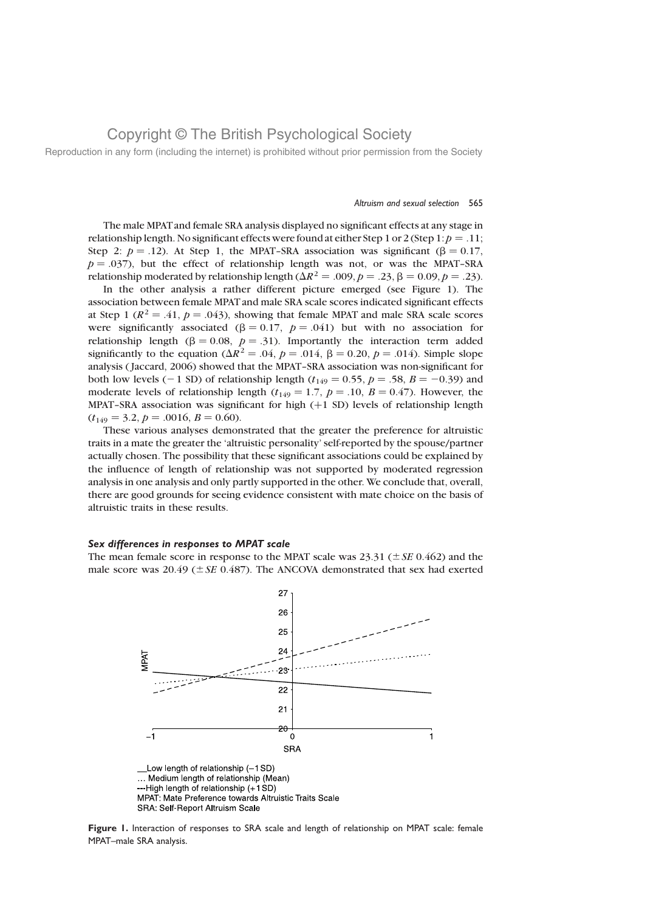The male MPAT and female SRA analysis displayed no significant effects at any stage in relationship length. No significant effects were found at either Step 1 or 2 (Step 1: $p = .11$; Step 2: $p = .12$). At Step 1, the MPAT–SRA association was significant ($\beta = 0.17$, $p = .037$), but the effect of relationship length was not, or was the MPAT–SRA relationship moderated by relationship length ($\Delta R^2 = .009$, $p = .23$, $\beta = 0.09$, $p = .23$).

In the other analysis a rather different picture emerged (see Figure 1). The association between female MPAT and male SRA scale scores indicated significant effects at Step 1 ($R^2 = .41$, $p = .043$), showing that female MPAT and male SRA scale scores were significantly associated ($\beta = 0.17$, $p = .041$) but with no association for relationship length ($\beta = 0.08$, $p = .31$). Importantly the interaction term added significantly to the equation ($\Delta R^2 = .04$, $p = .014$, $\beta = 0.20$, $p = .014$). Simple slope analysis (Jaccard, 2006) showed that the MPAT–SRA association was non-significant for both low levels (−1 SD) of relationship length ($t_{149} = 0.55$, $p = .58$, $B = -0.39$) and moderate levels of relationship length ($t_{149} = 1.7$, $p = .10$, $B = 0.47$). However, the MPAT–SRA association was significant for high (+1 SD) levels of relationship length ($t_{149} = 3.2$, $p = .0016$, $B = 0.60$).

These various analyses demonstrated that the greater the preference for altruistic traits in a mate the greater the 'altruistic personality' self-reported by the spouse/partner actually chosen. The possibility that these significant associations could be explained by the influence of length of relationship was not supported by moderated regression analysis in one analysis and only partly supported in the other. We conclude that, overall, there are good grounds for seeing evidence consistent with mate choice on the basis of altruistic traits in these results.

### *Sex differences in responses to MPAT scale*

The mean female score in response to the MPAT scale was 23.31 (± *SE* 0.462) and the male score was 20.49 (± *SE* 0.487). The ANCOVA demonstrated that sex had exerted

__Low length of relationship (−1 SD)
... Medium length of relationship (Mean)
---High length of relationship (+1 SD)
MPAT: Mate Preference towards Altruistic Traits Scale
SRA: Self-Report Altruism Scale

**Figure 1.** Interaction of responses to SRA scale and length of relationship on MPAT scale: female MPAT–male SRA analysis.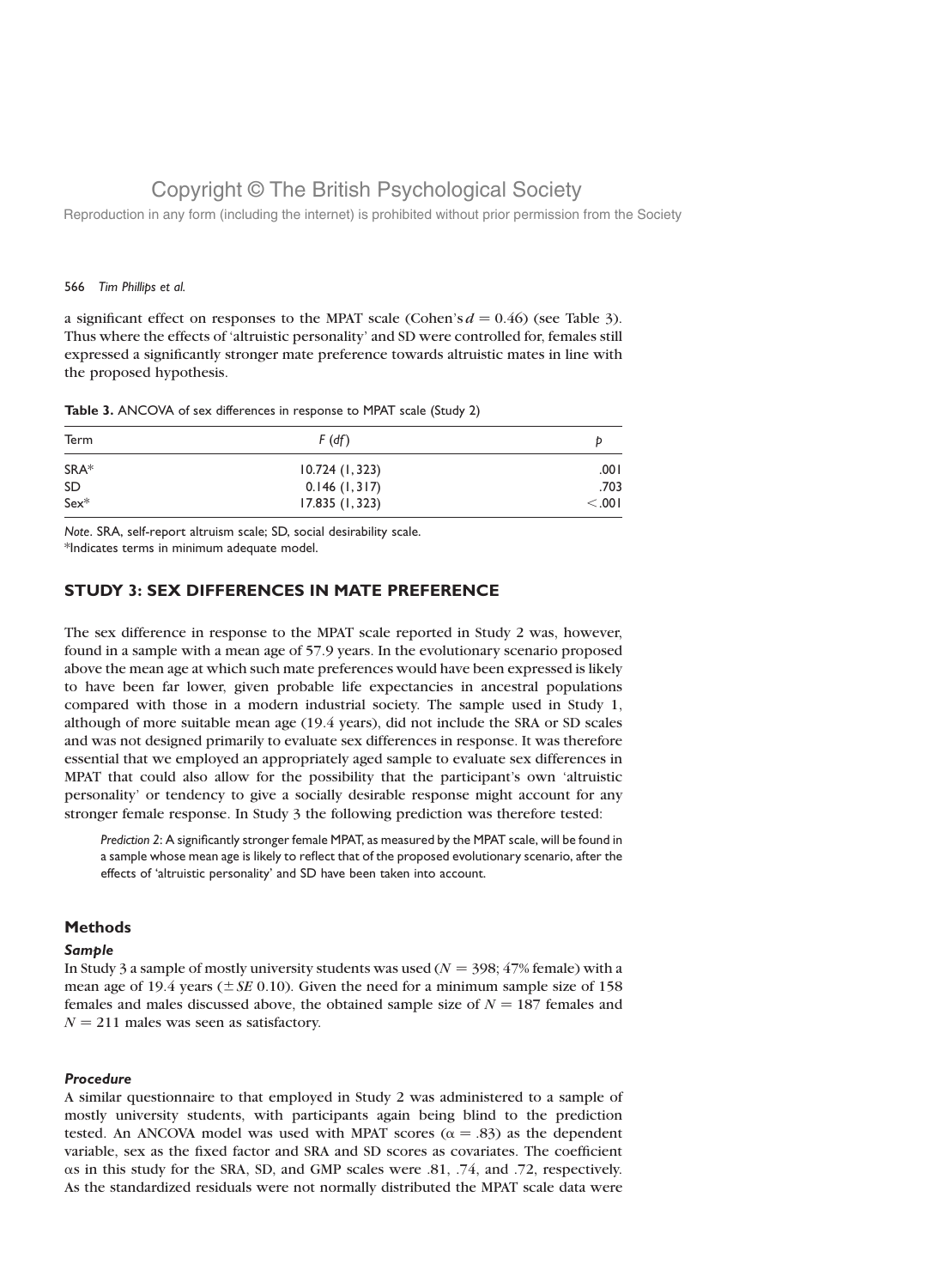a significant effect on responses to the MPAT scale (Cohen's $d = 0.46$) (see Table 3). Thus where the effects of 'altruistic personality' and SD were controlled for, females still expressed a significantly stronger mate preference towards altruistic mates in line with the proposed hypothesis.

**Table 3.** ANCOVA of sex differences in response to MPAT scale (Study 2)

| Term | *F* (*df*) | *p* |
|---|---|---|
| SRA* | 10.724 (1, 323) | .001 |
| SD | 0.146 (1, 317) | .703 |
| Sex* | 17.835 (1, 323) | <.001 |

*Note*. SRA, self-report altruism scale; SD, social desirability scale.
*Indicates terms in minimum adequate model.

## STUDY 3: SEX DIFFERENCES IN MATE PREFERENCE

The sex difference in response to the MPAT scale reported in Study 2 was, however, found in a sample with a mean age of 57.9 years. In the evolutionary scenario proposed above the mean age at which such mate preferences would have been expressed is likely to have been far lower, given probable life expectancies in ancestral populations compared with those in a modern industrial society. The sample used in Study 1, although of more suitable mean age (19.4 years), did not include the SRA or SD scales and was not designed primarily to evaluate sex differences in response. It was therefore essential that we employed an appropriately aged sample to evaluate sex differences in MPAT that could also allow for the possibility that the participant's own 'altruistic personality' or tendency to give a socially desirable response might account for any stronger female response. In Study 3 the following prediction was therefore tested:

> *Prediction 2*: A significantly stronger female MPAT, as measured by the MPAT scale, will be found in a sample whose mean age is likely to reflect that of the proposed evolutionary scenario, after the effects of 'altruistic personality' and SD have been taken into account.

### Methods

#### *Sample*

In Study 3 a sample of mostly university students was used ($N = 398$; 47% female) with a mean age of 19.4 years ($\pm$ *SE* 0.10). Given the need for a minimum sample size of 158 females and males discussed above, the obtained sample size of $N = 187$ females and $N = 211$ males was seen as satisfactory.

#### *Procedure*

A similar questionnaire to that employed in Study 2 was administered to a sample of mostly university students, with participants again being blind to the prediction tested. An ANCOVA model was used with MPAT scores ($\alpha = .83$) as the dependent variable, sex as the fixed factor and SRA and SD scores as covariates. The coefficient $\alpha$s in this study for the SRA, SD, and GMP scales were .81, .74, and .72, respectively. As the standardized residuals were not normally distributed the MPAT scale data were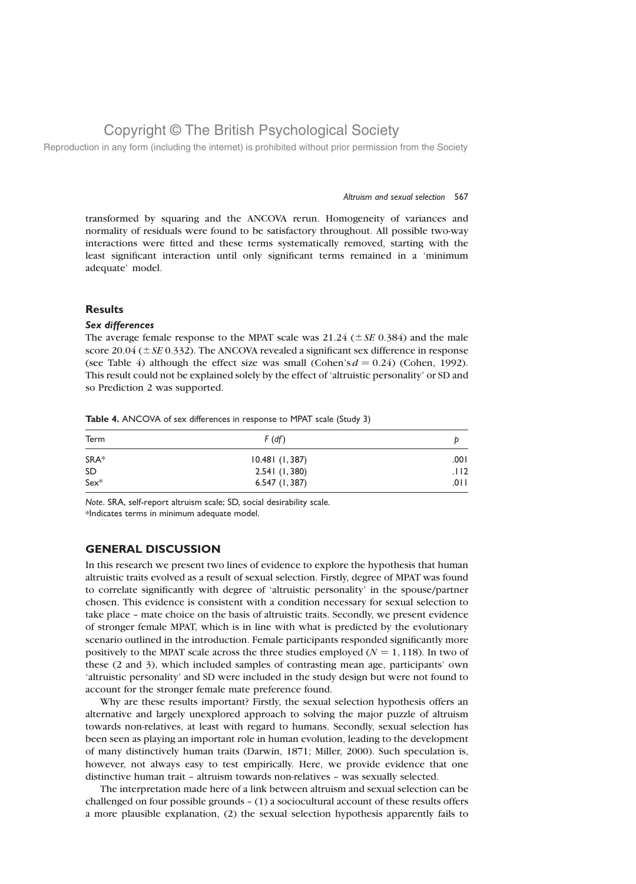transformed by squaring and the ANCOVA rerun. Homogeneity of variances and normality of residuals were found to be satisfactory throughout. All possible two-way interactions were fitted and these terms systematically removed, starting with the least significant interaction until only significant terms remained in a 'minimum adequate' model.

## Results

### *Sex differences*

The average female response to the MPAT scale was 21.24 ($\pm$ *SE* 0.384) and the male score 20.04 ($\pm$ *SE* 0.332). The ANCOVA revealed a significant sex difference in response (see Table 4) although the effect size was small (Cohen's $d = 0.24$) (Cohen, 1992). This result could not be explained solely by the effect of 'altruistic personality' or SD and so Prediction 2 was supported.

**Table 4.** ANCOVA of sex differences in response to MPAT scale (Study 3)

| Term | *F* (*df*) | *p* |
|---|---|---|
| SRA* | 10.481 (1, 387) | .001 |
| SD | 2.541 (1, 380) | .112 |
| Sex* | 6.547 (1, 387) | .011 |

*Note*. SRA, self-report altruism scale; SD, social desirability scale.
*Indicates terms in minimum adequate model.

## GENERAL DISCUSSION

In this research we present two lines of evidence to explore the hypothesis that human altruistic traits evolved as a result of sexual selection. Firstly, degree of MPAT was found to correlate significantly with degree of 'altruistic personality' in the spouse/partner chosen. This evidence is consistent with a condition necessary for sexual selection to take place – mate choice on the basis of altruistic traits. Secondly, we present evidence of stronger female MPAT, which is in line with what is predicted by the evolutionary scenario outlined in the introduction. Female participants responded significantly more positively to the MPAT scale across the three studies employed ($N = 1,118$). In two of these (2 and 3), which included samples of contrasting mean age, participants' own 'altruistic personality' and SD were included in the study design but were not found to account for the stronger female mate preference found.

Why are these results important? Firstly, the sexual selection hypothesis offers an alternative and largely unexplored approach to solving the major puzzle of altruism towards non-relatives, at least with regard to humans. Secondly, sexual selection has been seen as playing an important role in human evolution, leading to the development of many distinctively human traits (Darwin, 1871; Miller, 2000). Such speculation is, however, not always easy to test empirically. Here, we provide evidence that one distinctive human trait – altruism towards non-relatives – was sexually selected.

The interpretation made here of a link between altruism and sexual selection can be challenged on four possible grounds – (1) a sociocultural account of these results offers a more plausible explanation, (2) the sexual selection hypothesis apparently fails to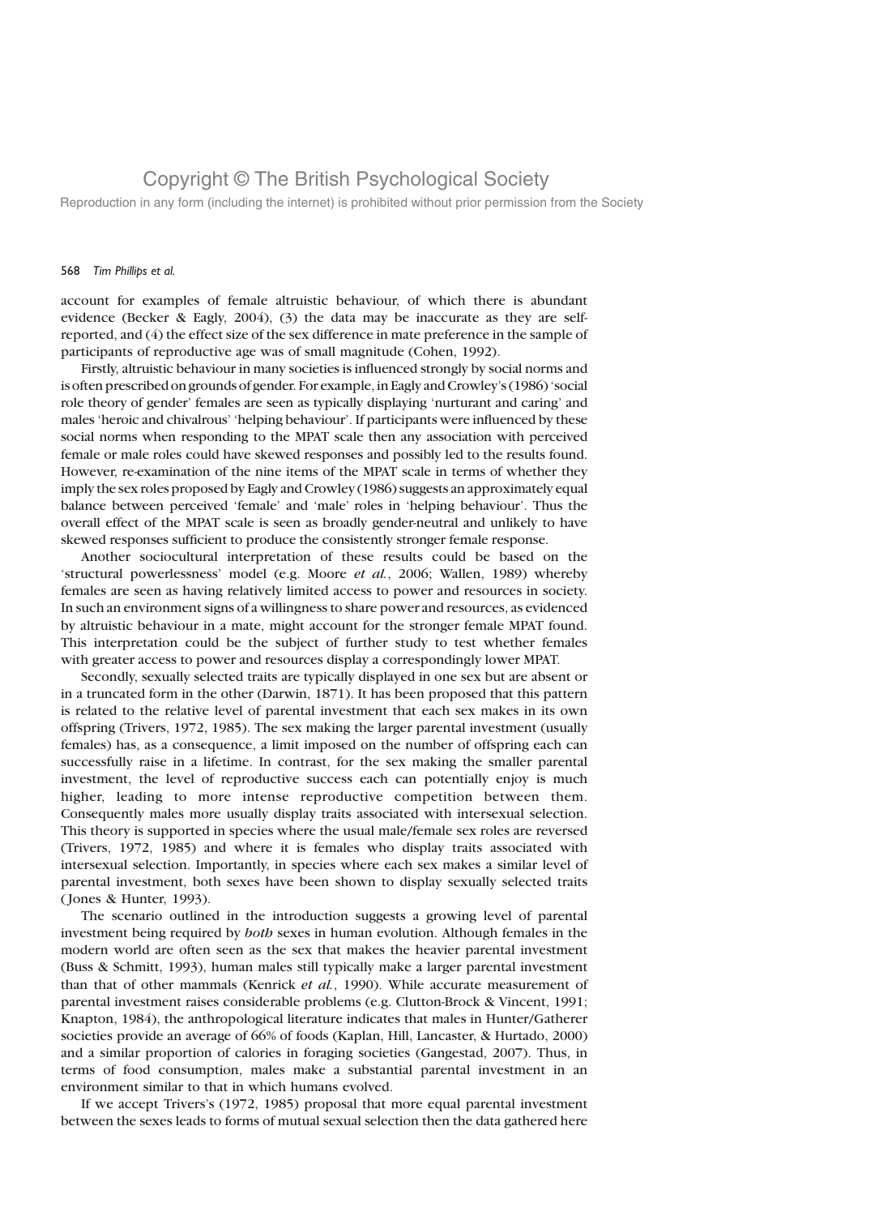account for examples of female altruistic behaviour, of which there is abundant evidence (Becker & Eagly, 2004), (3) the data may be inaccurate as they are self-reported, and (4) the effect size of the sex difference in mate preference in the sample of participants of reproductive age was of small magnitude (Cohen, 1992).

Firstly, altruistic behaviour in many societies is influenced strongly by social norms and is often prescribed on grounds of gender. For example, in Eagly and Crowley's (1986) 'social role theory of gender' females are seen as typically displaying 'nurturant and caring' and males 'heroic and chivalrous' 'helping behaviour'. If participants were influenced by these social norms when responding to the MPAT scale then any association with perceived female or male roles could have skewed responses and possibly led to the results found. However, re-examination of the nine items of the MPAT scale in terms of whether they imply the sex roles proposed by Eagly and Crowley (1986) suggests an approximately equal balance between perceived 'female' and 'male' roles in 'helping behaviour'. Thus the overall effect of the MPAT scale is seen as broadly gender-neutral and unlikely to have skewed responses sufficient to produce the consistently stronger female response.

Another sociocultural interpretation of these results could be based on the 'structural powerlessness' model (e.g. Moore *et al.*, 2006; Wallen, 1989) whereby females are seen as having relatively limited access to power and resources in society. In such an environment signs of a willingness to share power and resources, as evidenced by altruistic behaviour in a mate, might account for the stronger female MPAT found. This interpretation could be the subject of further study to test whether females with greater access to power and resources display a correspondingly lower MPAT.

Secondly, sexually selected traits are typically displayed in one sex but are absent or in a truncated form in the other (Darwin, 1871). It has been proposed that this pattern is related to the relative level of parental investment that each sex makes in its own offspring (Trivers, 1972, 1985). The sex making the larger parental investment (usually females) has, as a consequence, a limit imposed on the number of offspring each can successfully raise in a lifetime. In contrast, for the sex making the smaller parental investment, the level of reproductive success each can potentially enjoy is much higher, leading to more intense reproductive competition between them. Consequently males more usually display traits associated with intersexual selection. This theory is supported in species where the usual male/female sex roles are reversed (Trivers, 1972, 1985) and where it is females who display traits associated with intersexual selection. Importantly, in species where each sex makes a similar level of parental investment, both sexes have been shown to display sexually selected traits (Jones & Hunter, 1993).

The scenario outlined in the introduction suggests a growing level of parental investment being required by *both* sexes in human evolution. Although females in the modern world are often seen as the sex that makes the heavier parental investment (Buss & Schmitt, 1993), human males still typically make a larger parental investment than that of other mammals (Kenrick *et al.*, 1990). While accurate measurement of parental investment raises considerable problems (e.g. Clutton-Brock & Vincent, 1991; Knapton, 1984), the anthropological literature indicates that males in Hunter/Gatherer societies provide an average of 66% of foods (Kaplan, Hill, Lancaster, & Hurtado, 2000) and a similar proportion of calories in foraging societies (Gangestad, 2007). Thus, in terms of food consumption, males make a substantial parental investment in an environment similar to that in which humans evolved.

If we accept Trivers's (1972, 1985) proposal that more equal parental investment between the sexes leads to forms of mutual sexual selection then the data gathered here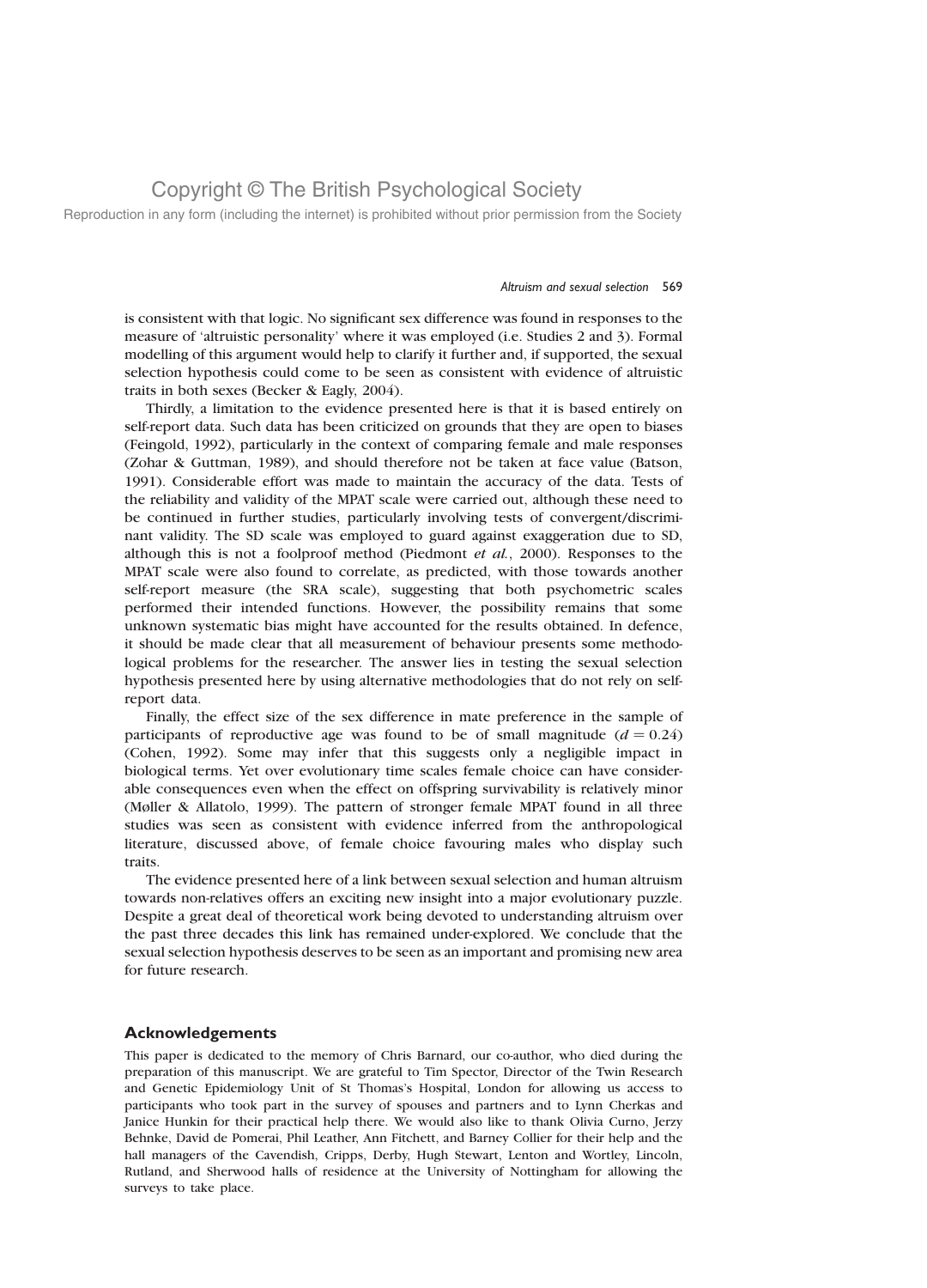is consistent with that logic. No significant sex difference was found in responses to the measure of 'altruistic personality' where it was employed (i.e. Studies 2 and 3). Formal modelling of this argument would help to clarify it further and, if supported, the sexual selection hypothesis could come to be seen as consistent with evidence of altruistic traits in both sexes (Becker & Eagly, 2004).

Thirdly, a limitation to the evidence presented here is that it is based entirely on self-report data. Such data has been criticized on grounds that they are open to biases (Feingold, 1992), particularly in the context of comparing female and male responses (Zohar & Guttman, 1989), and should therefore not be taken at face value (Batson, 1991). Considerable effort was made to maintain the accuracy of the data. Tests of the reliability and validity of the MPAT scale were carried out, although these need to be continued in further studies, particularly involving tests of convergent/discriminant validity. The SD scale was employed to guard against exaggeration due to SD, although this is not a foolproof method (Piedmont *et al.*, 2000). Responses to the MPAT scale were also found to correlate, as predicted, with those towards another self-report measure (the SRA scale), suggesting that both psychometric scales performed their intended functions. However, the possibility remains that some unknown systematic bias might have accounted for the results obtained. In defence, it should be made clear that all measurement of behaviour presents some methodological problems for the researcher. The answer lies in testing the sexual selection hypothesis presented here by using alternative methodologies that do not rely on self-report data.

Finally, the effect size of the sex difference in mate preference in the sample of participants of reproductive age was found to be of small magnitude ($d = 0.24$) (Cohen, 1992). Some may infer that this suggests only a negligible impact in biological terms. Yet over evolutionary time scales female choice can have considerable consequences even when the effect on offspring survivability is relatively minor (Møller & Allatolo, 1999). The pattern of stronger female MPAT found in all three studies was seen as consistent with evidence inferred from the anthropological literature, discussed above, of female choice favouring males who display such traits.

The evidence presented here of a link between sexual selection and human altruism towards non-relatives offers an exciting new insight into a major evolutionary puzzle. Despite a great deal of theoretical work being devoted to understanding altruism over the past three decades this link has remained under-explored. We conclude that the sexual selection hypothesis deserves to be seen as an important and promising new area for future research.

## Acknowledgements

This paper is dedicated to the memory of Chris Barnard, our co-author, who died during the preparation of this manuscript. We are grateful to Tim Spector, Director of the Twin Research and Genetic Epidemiology Unit of St Thomas's Hospital, London for allowing us access to participants who took part in the survey of spouses and partners and to Lynn Cherkas and Janice Hunkin for their practical help there. We would also like to thank Olivia Curno, Jerzy Behnke, David de Pomerai, Phil Leather, Ann Fitchett, and Barney Collier for their help and the hall managers of the Cavendish, Cripps, Derby, Hugh Stewart, Lenton and Wortley, Lincoln, Rutland, and Sherwood halls of residence at the University of Nottingham for allowing the surveys to take place.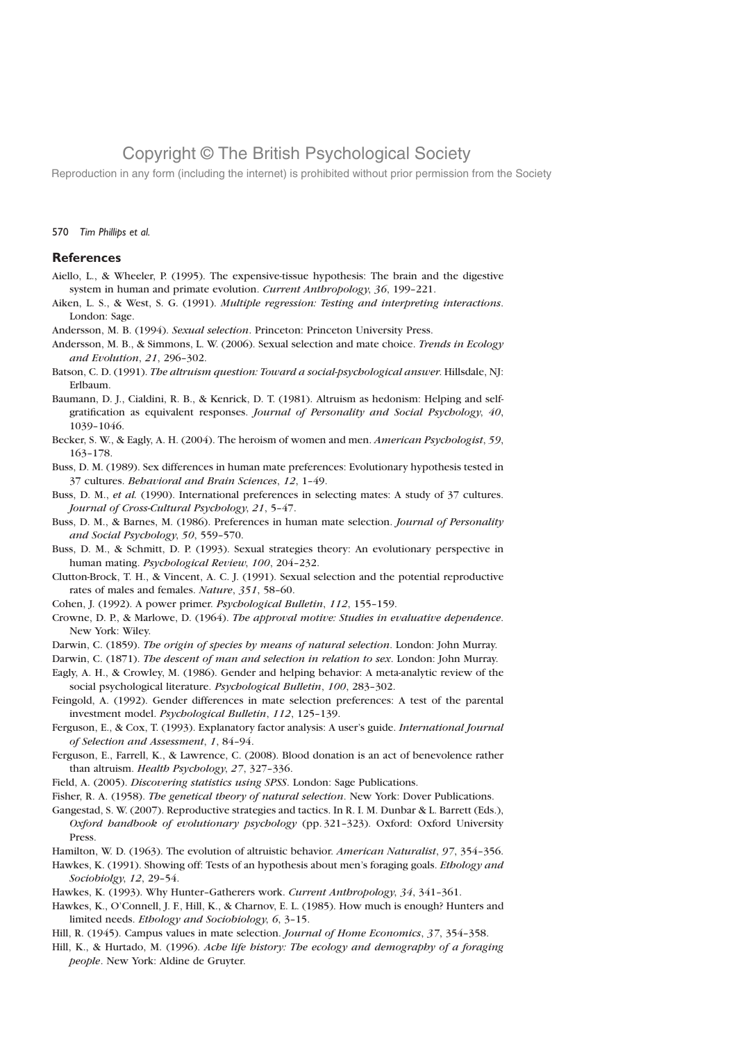## References

Aiello, L., & Wheeler, P. (1995). The expensive-tissue hypothesis: The brain and the digestive system in human and primate evolution. *Current Anthropology*, *36*, 199–221.

Aiken, L. S., & West, S. G. (1991). *Multiple regression: Testing and interpreting interactions*. London: Sage.

Andersson, M. B. (1994). *Sexual selection*. Princeton: Princeton University Press.

Andersson, M. B., & Simmons, L. W. (2006). Sexual selection and mate choice. *Trends in Ecology and Evolution*, *21*, 296–302.

Batson, C. D. (1991). *The altruism question: Toward a social-psychological answer*. Hillsdale, NJ: Erlbaum.

Baumann, D. J., Cialdini, R. B., & Kenrick, D. T. (1981). Altruism as hedonism: Helping and self-gratification as equivalent responses. *Journal of Personality and Social Psychology*, *40*, 1039–1046.

Becker, S. W., & Eagly, A. H. (2004). The heroism of women and men. *American Psychologist*, *59*, 163–178.

Buss, D. M. (1989). Sex differences in human mate preferences: Evolutionary hypothesis tested in 37 cultures. *Behavioral and Brain Sciences*, *12*, 1–49.

Buss, D. M., *et al.* (1990). International preferences in selecting mates: A study of 37 cultures. *Journal of Cross-Cultural Psychology*, *21*, 5–47.

Buss, D. M., & Barnes, M. (1986). Preferences in human mate selection. *Journal of Personality and Social Psychology*, *50*, 559–570.

Buss, D. M., & Schmitt, D. P. (1993). Sexual strategies theory: An evolutionary perspective in human mating. *Psychological Review*, *100*, 204–232.

Clutton-Brock, T. H., & Vincent, A. C. J. (1991). Sexual selection and the potential reproductive rates of males and females. *Nature*, *351*, 58–60.

Cohen, J. (1992). A power primer. *Psychological Bulletin*, *112*, 155–159.

Crowne, D. P., & Marlowe, D. (1964). *The approval motive: Studies in evaluative dependence*. New York: Wiley.

Darwin, C. (1859). *The origin of species by means of natural selection*. London: John Murray.

Darwin, C. (1871). *The descent of man and selection in relation to sex*. London: John Murray.

Eagly, A. H., & Crowley, M. (1986). Gender and helping behavior: A meta-analytic review of the social psychological literature. *Psychological Bulletin*, *100*, 283–302.

Feingold, A. (1992). Gender differences in mate selection preferences: A test of the parental investment model. *Psychological Bulletin*, *112*, 125–139.

Ferguson, E., & Cox, T. (1993). Explanatory factor analysis: A user's guide. *International Journal of Selection and Assessment*, *1*, 84–94.

Ferguson, E., Farrell, K., & Lawrence, C. (2008). Blood donation is an act of benevolence rather than altruism. *Health Psychology*, *27*, 327–336.

Field, A. (2005). *Discovering statistics using SPSS*. London: Sage Publications.

Fisher, R. A. (1958). *The genetical theory of natural selection*. New York: Dover Publications.

Gangestad, S. W. (2007). Reproductive strategies and tactics. In R. I. M. Dunbar & L. Barrett (Eds.), *Oxford handbook of evolutionary psychology* (pp. 321–323). Oxford: Oxford University Press.

Hamilton, W. D. (1963). The evolution of altruistic behavior. *American Naturalist*, *97*, 354–356.

Hawkes, K. (1991). Showing off: Tests of an hypothesis about men's foraging goals. *Ethology and Sociobiolgy*, *12*, 29–54.

Hawkes, K. (1993). Why Hunter–Gatherers work. *Current Anthropology*, *34*, 341–361.

Hawkes, K., O'Connell, J. F., Hill, K., & Charnov, E. L. (1985). How much is enough? Hunters and limited needs. *Ethology and Sociobiology*, *6*, 3–15.

Hill, R. (1945). Campus values in mate selection. *Journal of Home Economics*, *37*, 354–358.

Hill, K., & Hurtado, M. (1996). *Ache life history: The ecology and demography of a foraging people*. New York: Aldine de Gruyter.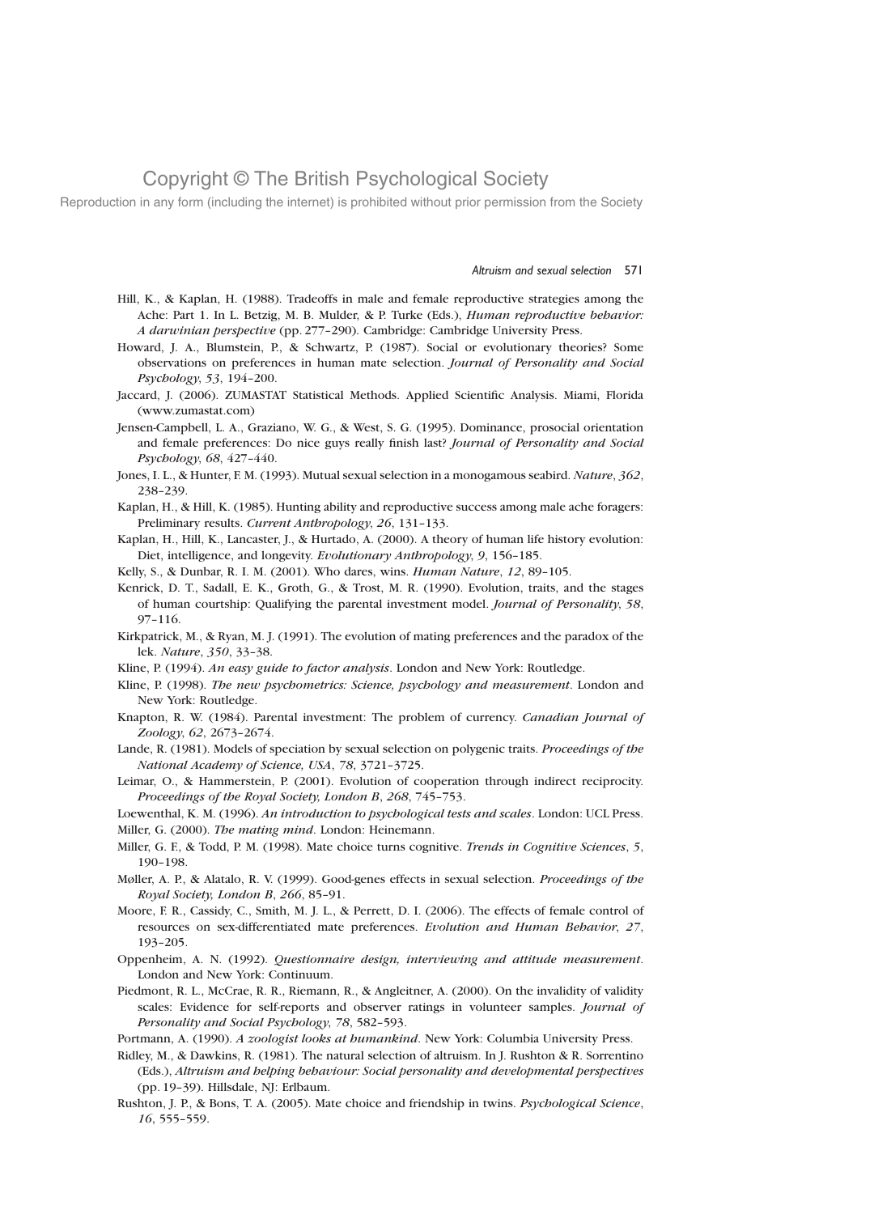Hill, K., & Kaplan, H. (1988). Tradeoffs in male and female reproductive strategies among the Ache: Part 1. In L. Betzig, M. B. Mulder, & P. Turke (Eds.), *Human reproductive behavior: A darwinian perspective* (pp. 277–290). Cambridge: Cambridge University Press.

Howard, J. A., Blumstein, P., & Schwartz, P. (1987). Social or evolutionary theories? Some observations on preferences in human mate selection. *Journal of Personality and Social Psychology*, *53*, 194–200.

Jaccard, J. (2006). ZUMASTAT Statistical Methods. Applied Scientific Analysis. Miami, Florida (www.zumastat.com)

Jensen-Campbell, L. A., Graziano, W. G., & West, S. G. (1995). Dominance, prosocial orientation and female preferences: Do nice guys really finish last? *Journal of Personality and Social Psychology, 68*, 427–440.

Jones, I. L., & Hunter, F. M. (1993). Mutual sexual selection in a monogamous seabird. *Nature*, *362*, 238–239.

Kaplan, H., & Hill, K. (1985). Hunting ability and reproductive success among male ache foragers: Preliminary results. *Current Anthropology*, *26*, 131–133.

Kaplan, H., Hill, K., Lancaster, J., & Hurtado, A. (2000). A theory of human life history evolution: Diet, intelligence, and longevity. *Evolutionary Anthropology*, *9*, 156–185.

Kelly, S., & Dunbar, R. I. M. (2001). Who dares, wins. *Human Nature*, *12*, 89–105.

Kenrick, D. T., Sadall, E. K., Groth, G., & Trost, M. R. (1990). Evolution, traits, and the stages of human courtship: Qualifying the parental investment model. *Journal of Personality*, *58*, 97–116.

Kirkpatrick, M., & Ryan, M. J. (1991). The evolution of mating preferences and the paradox of the lek. *Nature*, *350*, 33–38.

Kline, P. (1994). *An easy guide to factor analysis*. London and New York: Routledge.

Kline, P. (1998). *The new psychometrics: Science, psychology and measurement*. London and New York: Routledge.

Knapton, R. W. (1984). Parental investment: The problem of currency. *Canadian Journal of Zoology*, *62*, 2673–2674.

Lande, R. (1981). Models of speciation by sexual selection on polygenic traits. *Proceedings of the National Academy of Science, USA*, *78*, 3721–3725.

Leimar, O., & Hammerstein, P. (2001). Evolution of cooperation through indirect reciprocity. *Proceedings of the Royal Society, London B*, *268*, 745–753.

Loewenthal, K. M. (1996). *An introduction to psychological tests and scales*. London: UCL Press.

Miller, G. (2000). *The mating mind*. London: Heinemann.

Miller, G. F., & Todd, P. M. (1998). Mate choice turns cognitive. *Trends in Cognitive Sciences*, *5*, 190–198.

Møller, A. P., & Alatalo, R. V. (1999). Good-genes effects in sexual selection. *Proceedings of the Royal Society, London B*, *266*, 85–91.

Moore, F. R., Cassidy, C., Smith, M. J. L., & Perrett, D. I. (2006). The effects of female control of resources on sex-differentiated mate preferences. *Evolution and Human Behavior*, *27*, 193–205.

Oppenheim, A. N. (1992). *Questionnaire design, interviewing and attitude measurement*. London and New York: Continuum.

Piedmont, R. L., McCrae, R. R., Riemann, R., & Angleitner, A. (2000). On the invalidity of validity scales: Evidence for self-reports and observer ratings in volunteer samples. *Journal of Personality and Social Psychology*, *78*, 582–593.

Portmann, A. (1990). *A zoologist looks at humankind*. New York: Columbia University Press.

Ridley, M., & Dawkins, R. (1981). The natural selection of altruism. In J. Rushton & R. Sorrentino (Eds.), *Altruism and helping behaviour: Social personality and developmental perspectives* (pp. 19–39). Hillsdale, NJ: Erlbaum.

Rushton, J. P., & Bons, T. A. (2005). Mate choice and friendship in twins. *Psychological Science*, *16*, 555–559.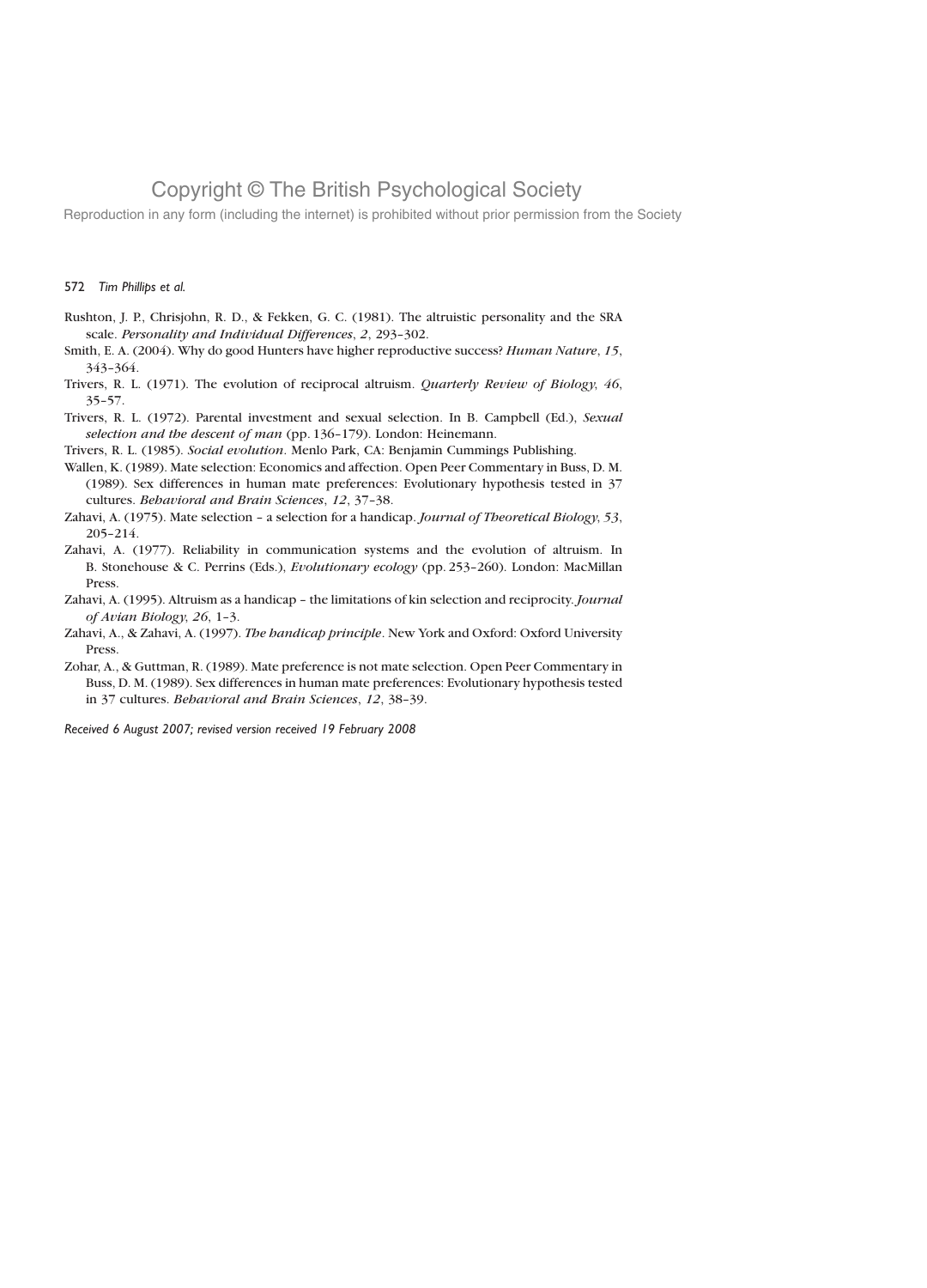Rushton, J. P., Chrisjohn, R. D., & Fekken, G. C. (1981). The altruistic personality and the SRA scale. *Personality and Individual Differences*, *2*, 293–302.

Smith, E. A. (2004). Why do good Hunters have higher reproductive success? *Human Nature*, *15*, 343–364.

Trivers, R. L. (1971). The evolution of reciprocal altruism. *Quarterly Review of Biology*, *46*, 35–57.

Trivers, R. L. (1972). Parental investment and sexual selection. In B. Campbell (Ed.), *Sexual selection and the descent of man* (pp. 136–179). London: Heinemann.

Trivers, R. L. (1985). *Social evolution*. Menlo Park, CA: Benjamin Cummings Publishing.

Wallen, K. (1989). Mate selection: Economics and affection. Open Peer Commentary in Buss, D. M. (1989). Sex differences in human mate preferences: Evolutionary hypothesis tested in 37 cultures. *Behavioral and Brain Sciences*, *12*, 37–38.

Zahavi, A. (1975). Mate selection – a selection for a handicap. *Journal of Theoretical Biology*, *53*, 205–214.

Zahavi, A. (1977). Reliability in communication systems and the evolution of altruism. In B. Stonehouse & C. Perrins (Eds.), *Evolutionary ecology* (pp. 253–260). London: MacMillan Press.

Zahavi, A. (1995). Altruism as a handicap – the limitations of kin selection and reciprocity. *Journal of Avian Biology*, *26*, 1–3.

Zahavi, A., & Zahavi, A. (1997). *The handicap principle*. New York and Oxford: Oxford University Press.

Zohar, A., & Guttman, R. (1989). Mate preference is not mate selection. Open Peer Commentary in Buss, D. M. (1989). Sex differences in human mate preferences: Evolutionary hypothesis tested in 37 cultures. *Behavioral and Brain Sciences*, *12*, 38–39.

*Received 6 August 2007; revised version received 19 February 2008*